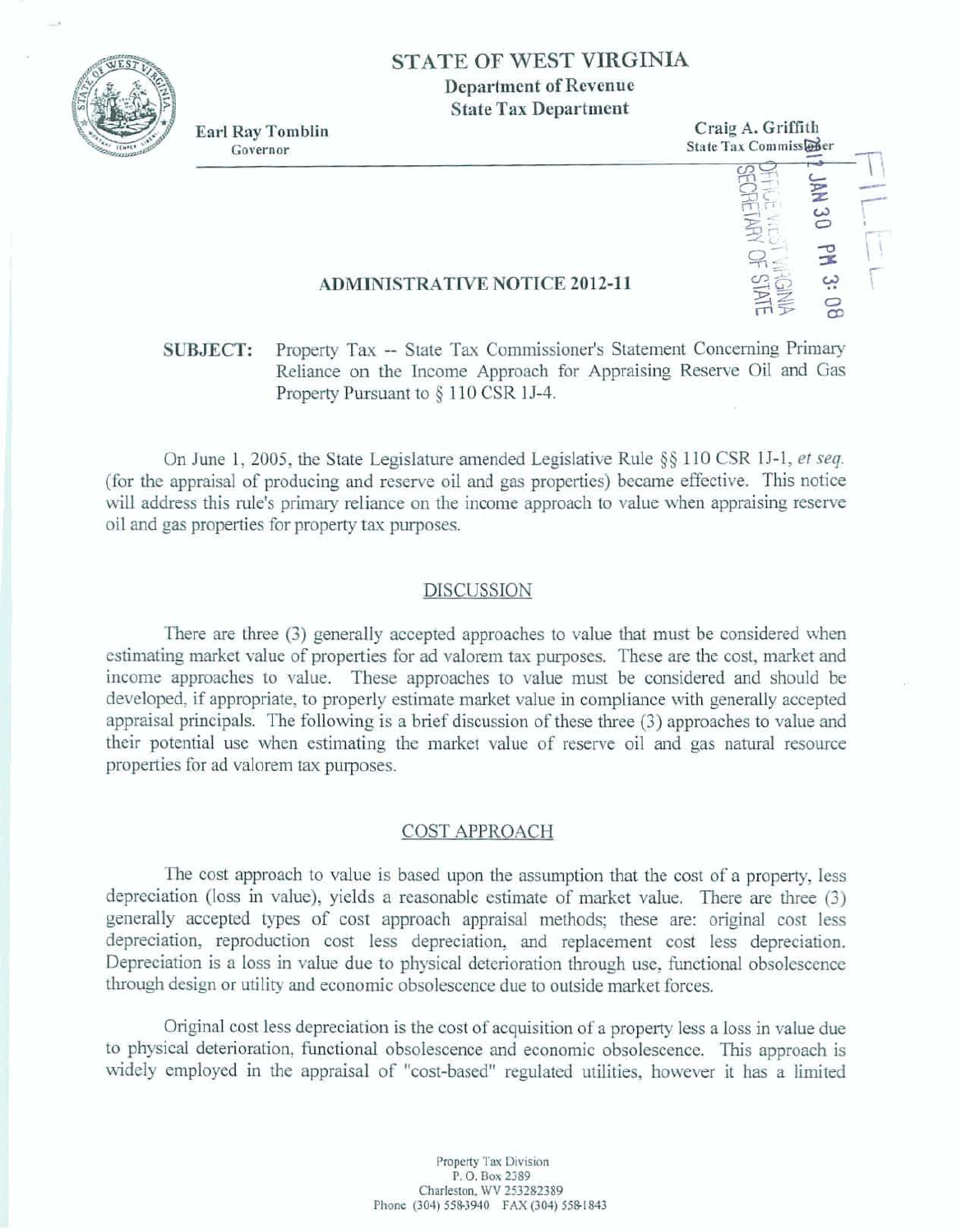# STATE OF WEST VIRGINIA

**Department of Revenue**
**State Tax Department**

**Earl Ray Tomblin**
Governor

**Craig A. Griffith**
State Tax Commissioner

2012 JAN 30 PM 3:08
OFFICE WEST VIRGINIA SECRETARY OF STATE

FILED

## ADMINISTRATIVE NOTICE 2012-11

**SUBJECT:** Property Tax -- State Tax Commissioner's Statement Concerning Primary Reliance on the Income Approach for Appraising Reserve Oil and Gas Property Pursuant to § 110 CSR 1J-4.

On June 1, 2005, the State Legislature amended Legislative Rule §§ 110 CSR 1J-1, *et seq.* (for the appraisal of producing and reserve oil and gas properties) became effective. This notice will address this rule's primary reliance on the income approach to value when appraising reserve oil and gas properties for property tax purposes.

### DISCUSSION

There are three (3) generally accepted approaches to value that must be considered when estimating market value of properties for ad valorem tax purposes. These are the cost, market and income approaches to value. These approaches to value must be considered and should be developed, if appropriate, to properly estimate market value in compliance with generally accepted appraisal principals. The following is a brief discussion of these three (3) approaches to value and their potential use when estimating the market value of reserve oil and gas natural resource properties for ad valorem tax purposes.

### COST APPROACH

The cost approach to value is based upon the assumption that the cost of a property, less depreciation (loss in value), yields a reasonable estimate of market value. There are three (3) generally accepted types of cost approach appraisal methods; these are: original cost less depreciation, reproduction cost less depreciation, and replacement cost less depreciation. Depreciation is a loss in value due to physical deterioration through use, functional obsolescence through design or utility and economic obsolescence due to outside market forces.

Original cost less depreciation is the cost of acquisition of a property less a loss in value due to physical deterioration, functional obsolescence and economic obsolescence. This approach is widely employed in the appraisal of "cost-based" regulated utilities, however it has a limited

Property Tax Division
P. O. Box 2389
Charleston, WV 253282389
Phone (304) 558-3940 FAX (304) 558-1843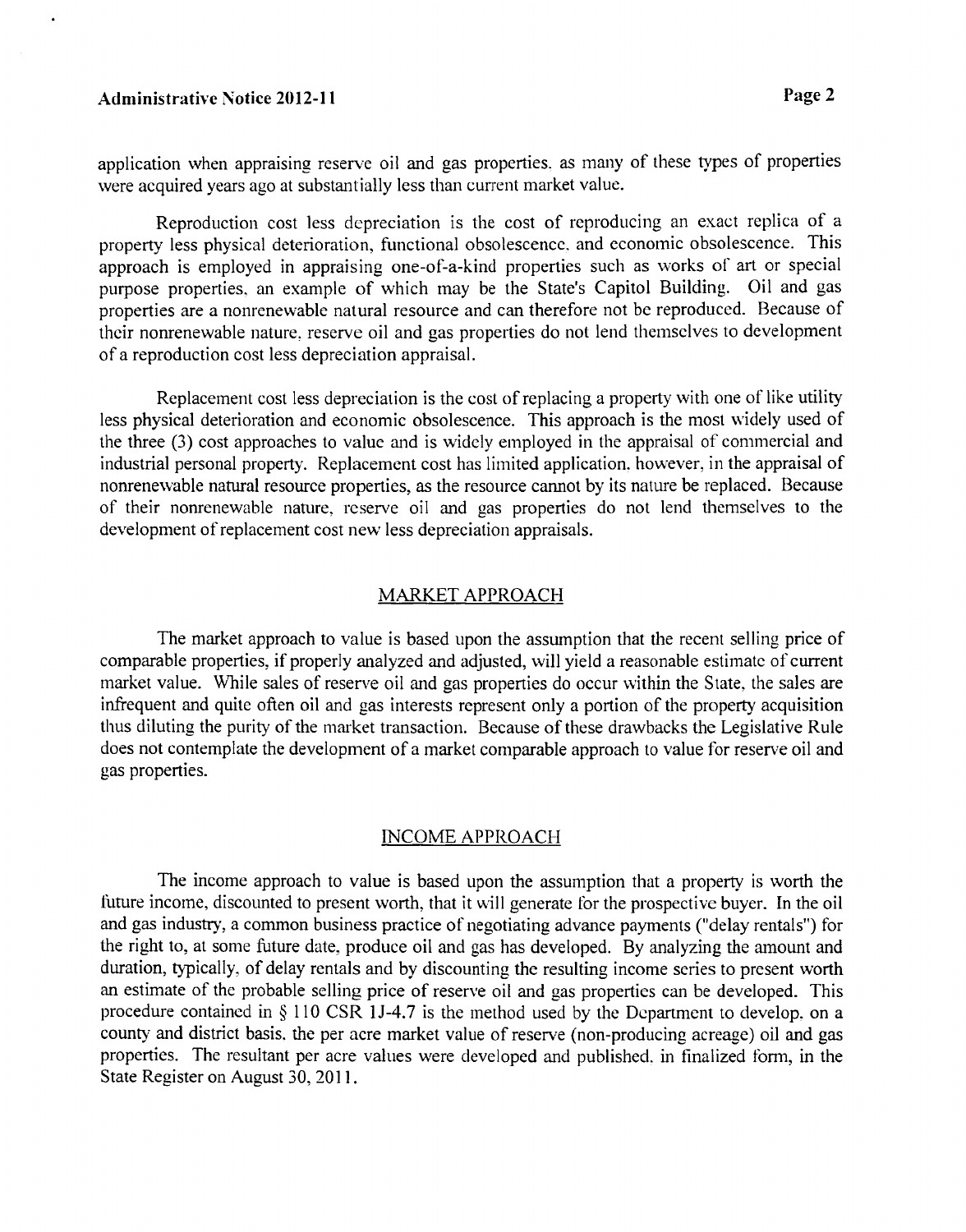application when appraising reserve oil and gas properties. as many of these types of properties were acquired years ago at substantially less than current market value.

Reproduction cost less depreciation is the cost of reproducing an exact replica of a property less physical deterioration, functional obsolescence, and economic obsolescence. This approach is employed in appraising one-of-a-kind properties such as works of art or special purpose properties, an example of which may be the State's Capitol Building. Oil and gas properties are a nonrenewable natural resource and can therefore not be reproduced. Because of their nonrenewable nature, reserve oil and gas properties do not lend themselves to development of a reproduction cost less depreciation appraisal.

Replacement cost less depreciation is the cost of replacing a property with one of like utility less physical deterioration and economic obsolescence. This approach is the most widely used of the three (3) cost approaches to value and is widely employed in the appraisal of commercial and industrial personal property. Replacement cost has limited application, however, in the appraisal of nonrenewable natural resource properties, as the resource cannot by its nature be replaced. Because of their nonrenewable nature, reserve oil and gas properties do not lend themselves to the development of replacement cost new less depreciation appraisals.

## MARKET APPROACH

The market approach to value is based upon the assumption that the recent selling price of comparable properties, if properly analyzed and adjusted, will yield a reasonable estimate of current market value. While sales of reserve oil and gas properties do occur within the State, the sales are infrequent and quite often oil and gas interests represent only a portion of the property acquisition thus diluting the purity of the market transaction. Because of these drawbacks the Legislative Rule does not contemplate the development of a market comparable approach to value for reserve oil and gas properties.

## INCOME APPROACH

The income approach to value is based upon the assumption that a property is worth the future income, discounted to present worth, that it will generate for the prospective buyer. In the oil and gas industry, a common business practice of negotiating advance payments ("delay rentals") for the right to, at some future date, produce oil and gas has developed. By analyzing the amount and duration, typically, of delay rentals and by discounting the resulting income series to present worth an estimate of the probable selling price of reserve oil and gas properties can be developed. This procedure contained in § 110 CSR 1J-4.7 is the method used by the Department to develop, on a county and district basis, the per acre market value of reserve (non-producing acreage) oil and gas properties. The resultant per acre values were developed and published, in finalized form, in the State Register on August 30, 2011.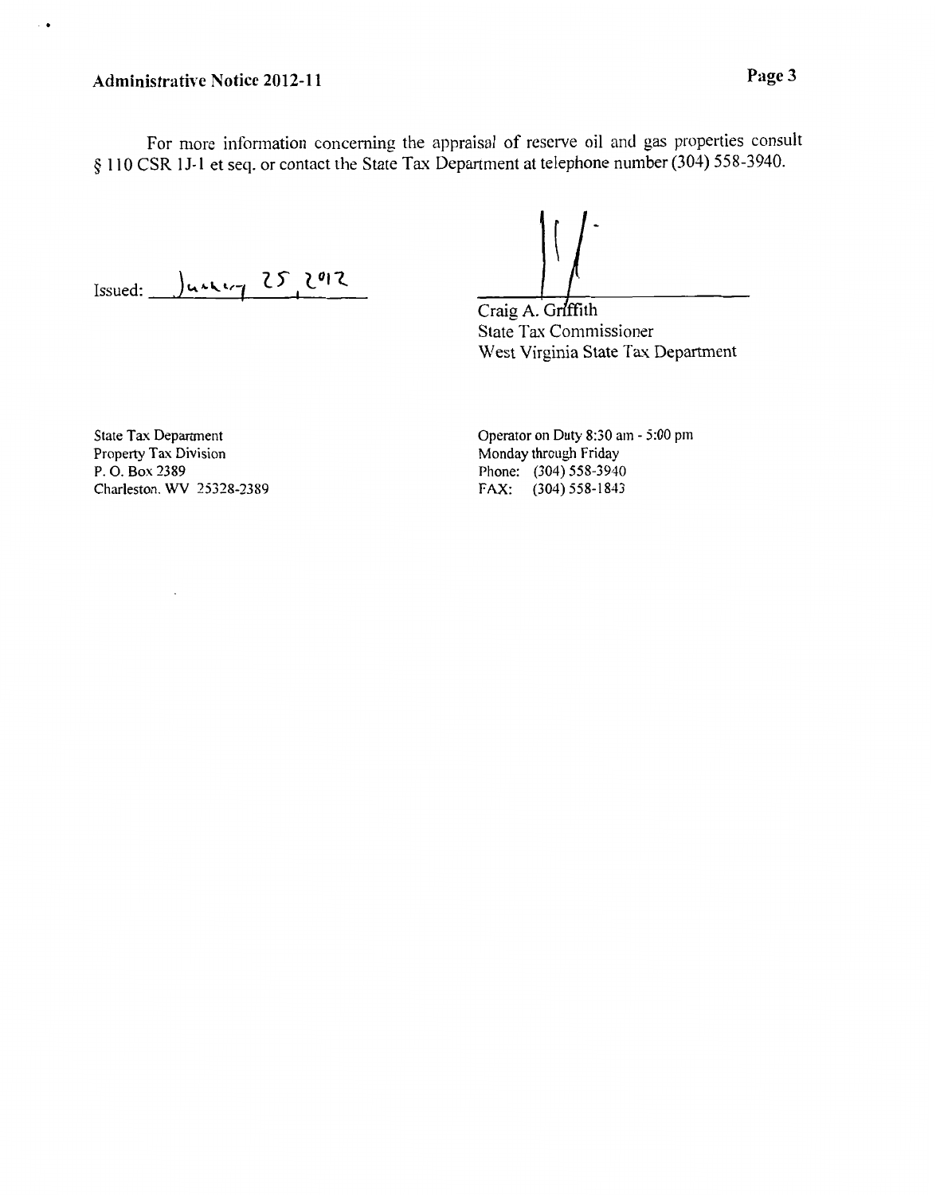For more information concerning the appraisal of reserve oil and gas properties consult § 110 CSR 1J-1 et seq. or contact the State Tax Department at telephone number (304) 558-3940.

Issued: January 25, 2012

Craig A. Griffith
State Tax Commissioner
West Virginia State Tax Department

State Tax Department
Property Tax Division
P. O. Box 2389
Charleston, WV 25328-2389

Operator on Duty 8:30 am - 5:00 pm
Monday through Friday
Phone: (304) 558-3940
FAX: (304) 558-1843